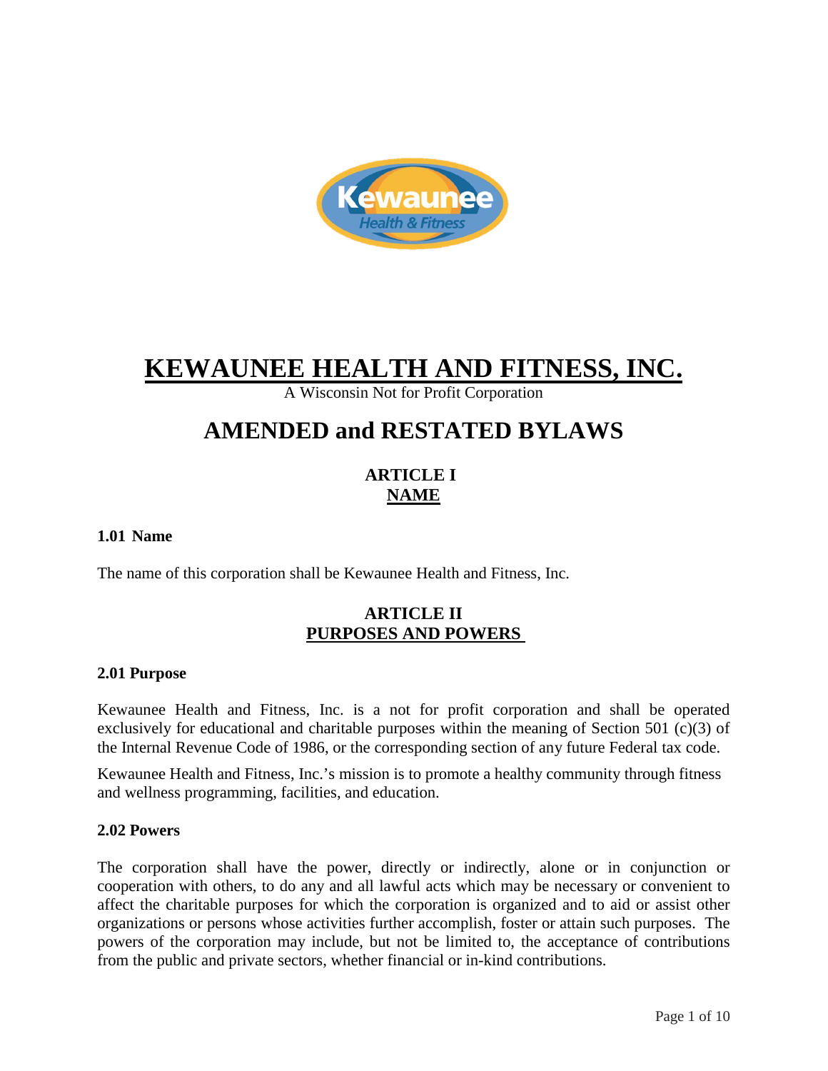# KEWAUNEE HEALTH AND FITNESS, INC.

A Wisconsin Not for Profit Corporation

# AMENDED and RESTATED BYLAWS

## ARTICLE I
## NAME

### 1.01 Name

The name of this corporation shall be Kewaunee Health and Fitness, Inc.

## ARTICLE II
## PURPOSES AND POWERS

### 2.01 Purpose

Kewaunee Health and Fitness, Inc. is a not for profit corporation and shall be operated exclusively for educational and charitable purposes within the meaning of Section 501 (c)(3) of the Internal Revenue Code of 1986, or the corresponding section of any future Federal tax code.

Kewaunee Health and Fitness, Inc.'s mission is to promote a healthy community through fitness and wellness programming, facilities, and education.

### 2.02 Powers

The corporation shall have the power, directly or indirectly, alone or in conjunction or cooperation with others, to do any and all lawful acts which may be necessary or convenient to affect the charitable purposes for which the corporation is organized and to aid or assist other organizations or persons whose activities further accomplish, foster or attain such purposes. The powers of the corporation may include, but not be limited to, the acceptance of contributions from the public and private sectors, whether financial or in-kind contributions.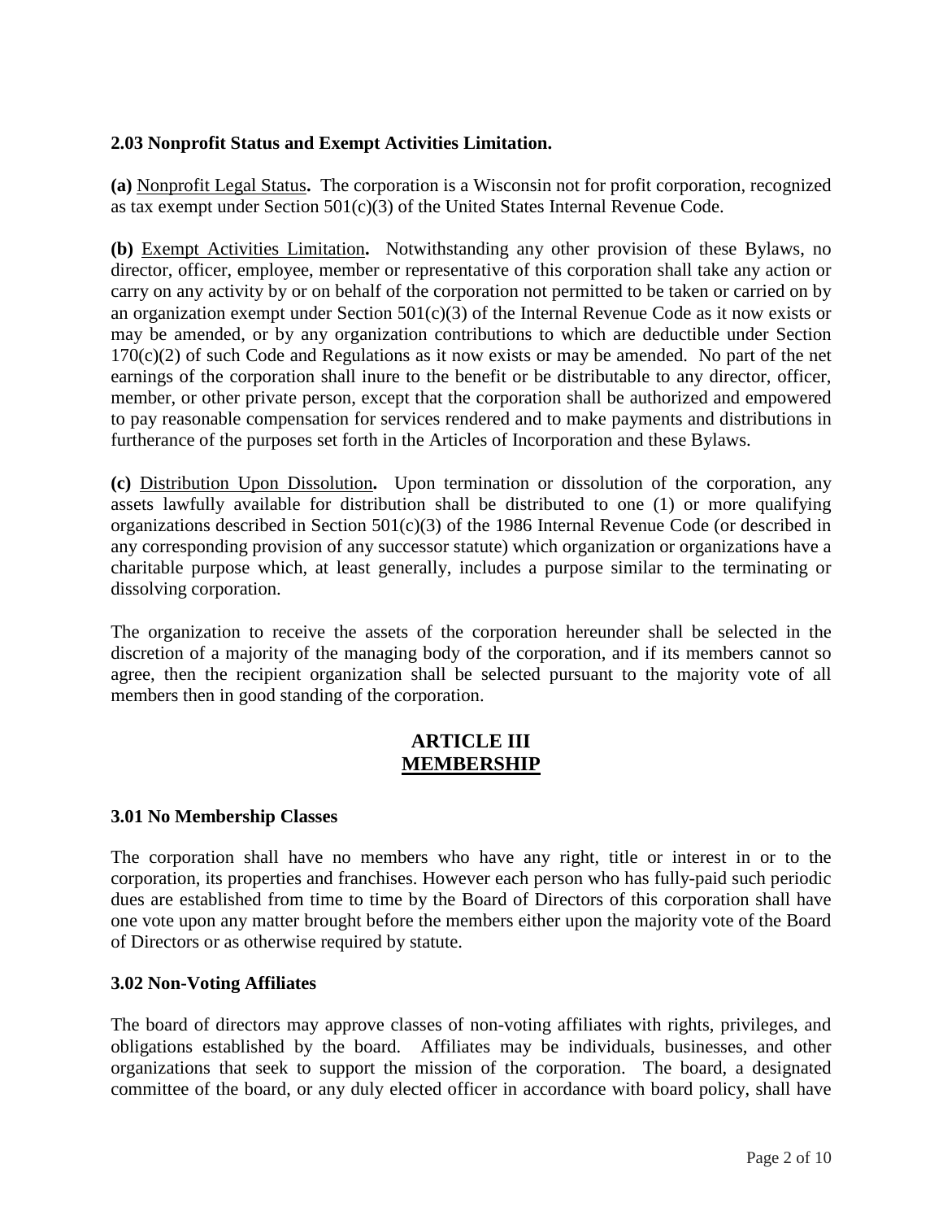**2.03 Nonprofit Status and Exempt Activities Limitation.**

**(a)** Nonprofit Legal Status**.** The corporation is a Wisconsin not for profit corporation, recognized as tax exempt under Section 501(c)(3) of the United States Internal Revenue Code.

**(b)** Exempt Activities Limitation**.** Notwithstanding any other provision of these Bylaws, no director, officer, employee, member or representative of this corporation shall take any action or carry on any activity by or on behalf of the corporation not permitted to be taken or carried on by an organization exempt under Section 501(c)(3) of the Internal Revenue Code as it now exists or may be amended, or by any organization contributions to which are deductible under Section 170(c)(2) of such Code and Regulations as it now exists or may be amended. No part of the net earnings of the corporation shall inure to the benefit or be distributable to any director, officer, member, or other private person, except that the corporation shall be authorized and empowered to pay reasonable compensation for services rendered and to make payments and distributions in furtherance of the purposes set forth in the Articles of Incorporation and these Bylaws.

**(c)** Distribution Upon Dissolution**.** Upon termination or dissolution of the corporation, any assets lawfully available for distribution shall be distributed to one (1) or more qualifying organizations described in Section 501(c)(3) of the 1986 Internal Revenue Code (or described in any corresponding provision of any successor statute) which organization or organizations have a charitable purpose which, at least generally, includes a purpose similar to the terminating or dissolving corporation.

The organization to receive the assets of the corporation hereunder shall be selected in the discretion of a majority of the managing body of the corporation, and if its members cannot so agree, then the recipient organization shall be selected pursuant to the majority vote of all members then in good standing of the corporation.

# ARTICLE III
# MEMBERSHIP

**3.01 No Membership Classes**

The corporation shall have no members who have any right, title or interest in or to the corporation, its properties and franchises. However each person who has fully-paid such periodic dues are established from time to time by the Board of Directors of this corporation shall have one vote upon any matter brought before the members either upon the majority vote of the Board of Directors or as otherwise required by statute.

**3.02 Non-Voting Affiliates**

The board of directors may approve classes of non-voting affiliates with rights, privileges, and obligations established by the board. Affiliates may be individuals, businesses, and other organizations that seek to support the mission of the corporation. The board, a designated committee of the board, or any duly elected officer in accordance with board policy, shall have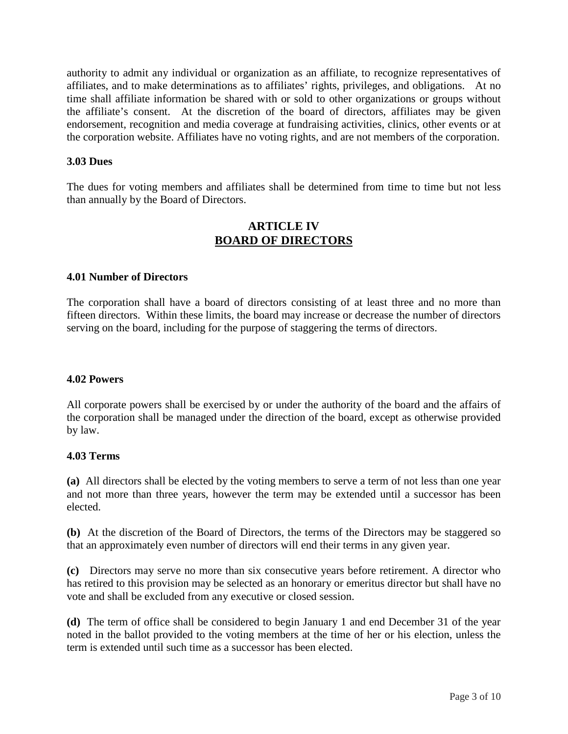authority to admit any individual or organization as an affiliate, to recognize representatives of affiliates, and to make determinations as to affiliates' rights, privileges, and obligations. At no time shall affiliate information be shared with or sold to other organizations or groups without the affiliate's consent. At the discretion of the board of directors, affiliates may be given endorsement, recognition and media coverage at fundraising activities, clinics, other events or at the corporation website. Affiliates have no voting rights, and are not members of the corporation.

**3.03 Dues**

The dues for voting members and affiliates shall be determined from time to time but not less than annually by the Board of Directors.

## ARTICLE IV
## BOARD OF DIRECTORS

**4.01 Number of Directors**

The corporation shall have a board of directors consisting of at least three and no more than fifteen directors. Within these limits, the board may increase or decrease the number of directors serving on the board, including for the purpose of staggering the terms of directors.

**4.02 Powers**

All corporate powers shall be exercised by or under the authority of the board and the affairs of the corporation shall be managed under the direction of the board, except as otherwise provided by law.

**4.03 Terms**

**(a)** All directors shall be elected by the voting members to serve a term of not less than one year and not more than three years, however the term may be extended until a successor has been elected.

**(b)** At the discretion of the Board of Directors, the terms of the Directors may be staggered so that an approximately even number of directors will end their terms in any given year.

**(c)** Directors may serve no more than six consecutive years before retirement. A director who has retired to this provision may be selected as an honorary or emeritus director but shall have no vote and shall be excluded from any executive or closed session.

**(d)** The term of office shall be considered to begin January 1 and end December 31 of the year noted in the ballot provided to the voting members at the time of her or his election, unless the term is extended until such time as a successor has been elected.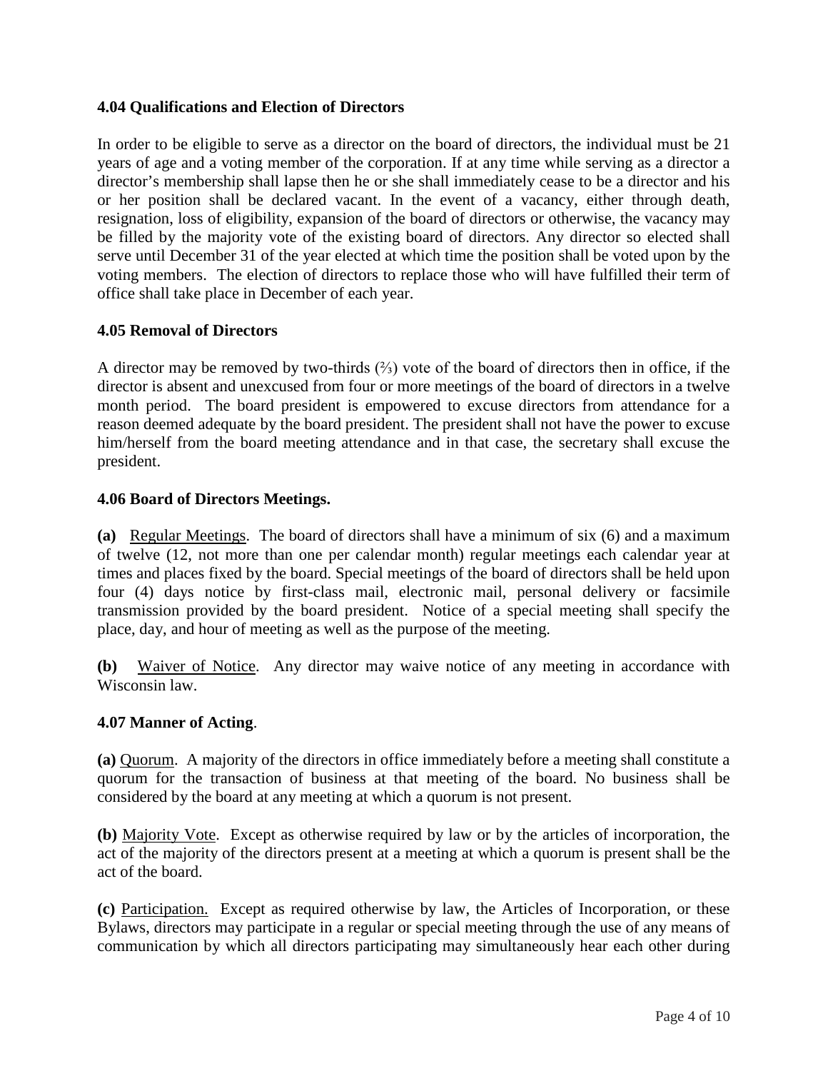### 4.04 Qualifications and Election of Directors

In order to be eligible to serve as a director on the board of directors, the individual must be 21 years of age and a voting member of the corporation. If at any time while serving as a director a director's membership shall lapse then he or she shall immediately cease to be a director and his or her position shall be declared vacant. In the event of a vacancy, either through death, resignation, loss of eligibility, expansion of the board of directors or otherwise, the vacancy may be filled by the majority vote of the existing board of directors. Any director so elected shall serve until December 31 of the year elected at which time the position shall be voted upon by the voting members. The election of directors to replace those who will have fulfilled their term of office shall take place in December of each year.

### 4.05 Removal of Directors

A director may be removed by two-thirds (⅔) vote of the board of directors then in office, if the director is absent and unexcused from four or more meetings of the board of directors in a twelve month period. The board president is empowered to excuse directors from attendance for a reason deemed adequate by the board president. The president shall not have the power to excuse him/herself from the board meeting attendance and in that case, the secretary shall excuse the president.

### 4.06 Board of Directors Meetings.

**(a)** Regular Meetings. The board of directors shall have a minimum of six (6) and a maximum of twelve (12, not more than one per calendar month) regular meetings each calendar year at times and places fixed by the board. Special meetings of the board of directors shall be held upon four (4) days notice by first-class mail, electronic mail, personal delivery or facsimile transmission provided by the board president. Notice of a special meeting shall specify the place, day, and hour of meeting as well as the purpose of the meeting.

**(b)** Waiver of Notice. Any director may waive notice of any meeting in accordance with Wisconsin law.

### 4.07 Manner of Acting.

**(a)** Quorum. A majority of the directors in office immediately before a meeting shall constitute a quorum for the transaction of business at that meeting of the board. No business shall be considered by the board at any meeting at which a quorum is not present.

**(b)** Majority Vote. Except as otherwise required by law or by the articles of incorporation, the act of the majority of the directors present at a meeting at which a quorum is present shall be the act of the board.

**(c)** Participation. Except as required otherwise by law, the Articles of Incorporation, or these Bylaws, directors may participate in a regular or special meeting through the use of any means of communication by which all directors participating may simultaneously hear each other during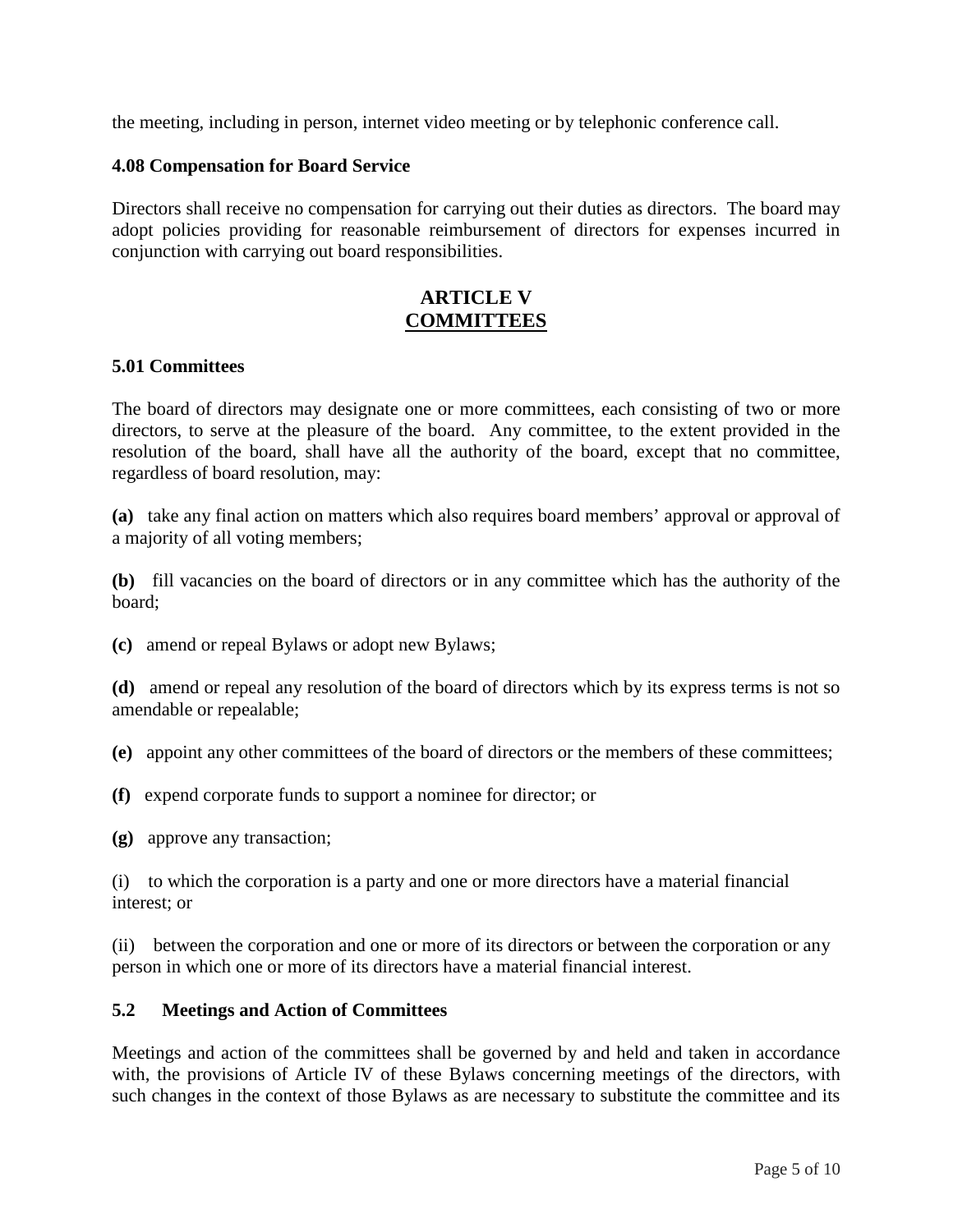the meeting, including in person, internet video meeting or by telephonic conference call.

**4.08 Compensation for Board Service**

Directors shall receive no compensation for carrying out their duties as directors. The board may adopt policies providing for reasonable reimbursement of directors for expenses incurred in conjunction with carrying out board responsibilities.

## ARTICLE V
## COMMITTEES

**5.01 Committees**

The board of directors may designate one or more committees, each consisting of two or more directors, to serve at the pleasure of the board. Any committee, to the extent provided in the resolution of the board, shall have all the authority of the board, except that no committee, regardless of board resolution, may:

**(a)** take any final action on matters which also requires board members' approval or approval of a majority of all voting members;

**(b)** fill vacancies on the board of directors or in any committee which has the authority of the board;

**(c)** amend or repeal Bylaws or adopt new Bylaws;

**(d)** amend or repeal any resolution of the board of directors which by its express terms is not so amendable or repealable;

**(e)** appoint any other committees of the board of directors or the members of these committees;

**(f)** expend corporate funds to support a nominee for director; or

**(g)** approve any transaction;

(i) to which the corporation is a party and one or more directors have a material financial interest; or

(ii) between the corporation and one or more of its directors or between the corporation or any person in which one or more of its directors have a material financial interest.

**5.2 Meetings and Action of Committees**

Meetings and action of the committees shall be governed by and held and taken in accordance with, the provisions of Article IV of these Bylaws concerning meetings of the directors, with such changes in the context of those Bylaws as are necessary to substitute the committee and its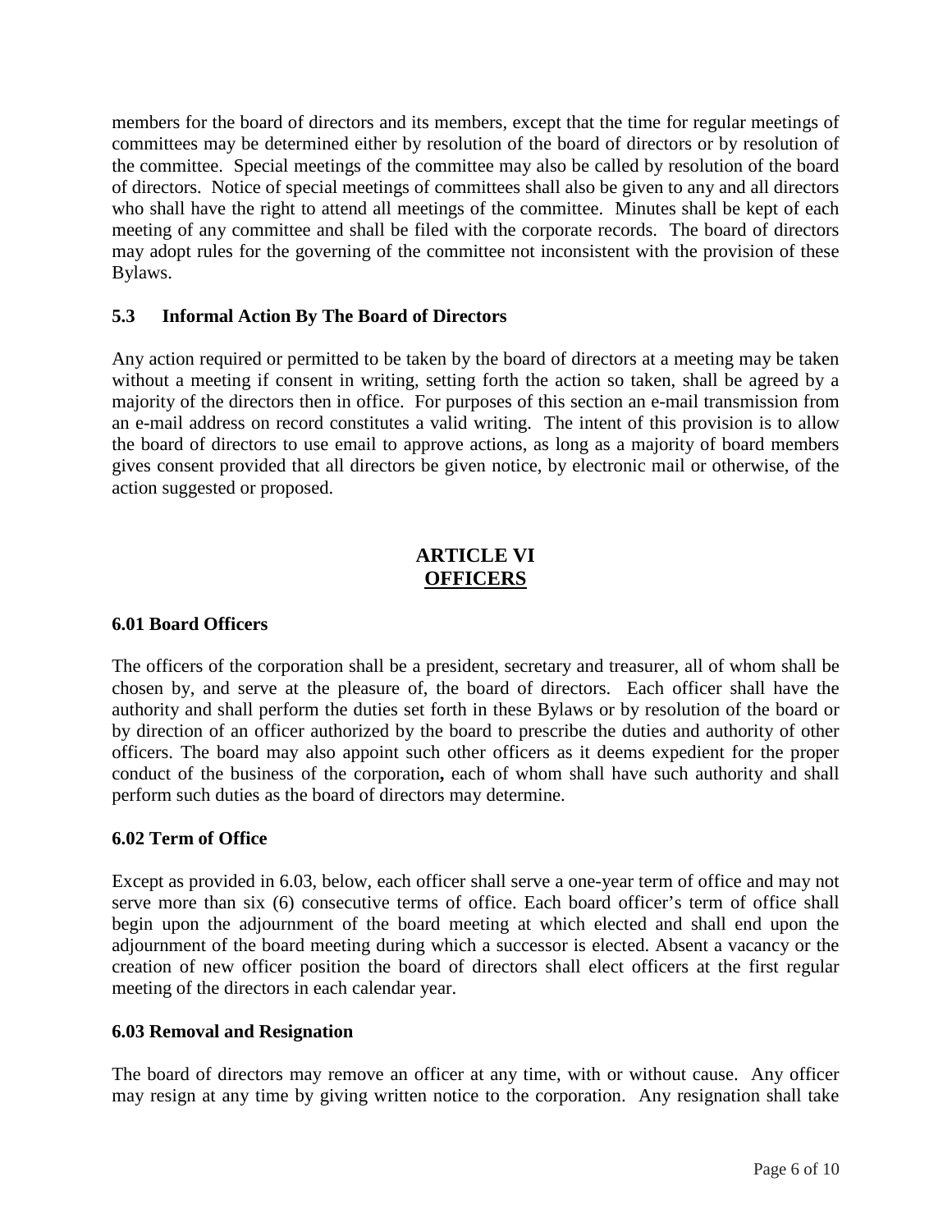members for the board of directors and its members, except that the time for regular meetings of committees may be determined either by resolution of the board of directors or by resolution of the committee. Special meetings of the committee may also be called by resolution of the board of directors. Notice of special meetings of committees shall also be given to any and all directors who shall have the right to attend all meetings of the committee. Minutes shall be kept of each meeting of any committee and shall be filed with the corporate records. The board of directors may adopt rules for the governing of the committee not inconsistent with the provision of these Bylaws.

### 5.3 Informal Action By The Board of Directors

Any action required or permitted to be taken by the board of directors at a meeting may be taken without a meeting if consent in writing, setting forth the action so taken, shall be agreed by a majority of the directors then in office. For purposes of this section an e-mail transmission from an e-mail address on record constitutes a valid writing. The intent of this provision is to allow the board of directors to use email to approve actions, as long as a majority of board members gives consent provided that all directors be given notice, by electronic mail or otherwise, of the action suggested or proposed.

## ARTICLE VI
## OFFICERS

### 6.01 Board Officers

The officers of the corporation shall be a president, secretary and treasurer, all of whom shall be chosen by, and serve at the pleasure of, the board of directors. Each officer shall have the authority and shall perform the duties set forth in these Bylaws or by resolution of the board or by direction of an officer authorized by the board to prescribe the duties and authority of other officers. The board may also appoint such other officers as it deems expedient for the proper conduct of the business of the corporation**,** each of whom shall have such authority and shall perform such duties as the board of directors may determine.

### 6.02 Term of Office

Except as provided in 6.03, below, each officer shall serve a one-year term of office and may not serve more than six (6) consecutive terms of office. Each board officer's term of office shall begin upon the adjournment of the board meeting at which elected and shall end upon the adjournment of the board meeting during which a successor is elected. Absent a vacancy or the creation of new officer position the board of directors shall elect officers at the first regular meeting of the directors in each calendar year.

### 6.03 Removal and Resignation

The board of directors may remove an officer at any time, with or without cause. Any officer may resign at any time by giving written notice to the corporation. Any resignation shall take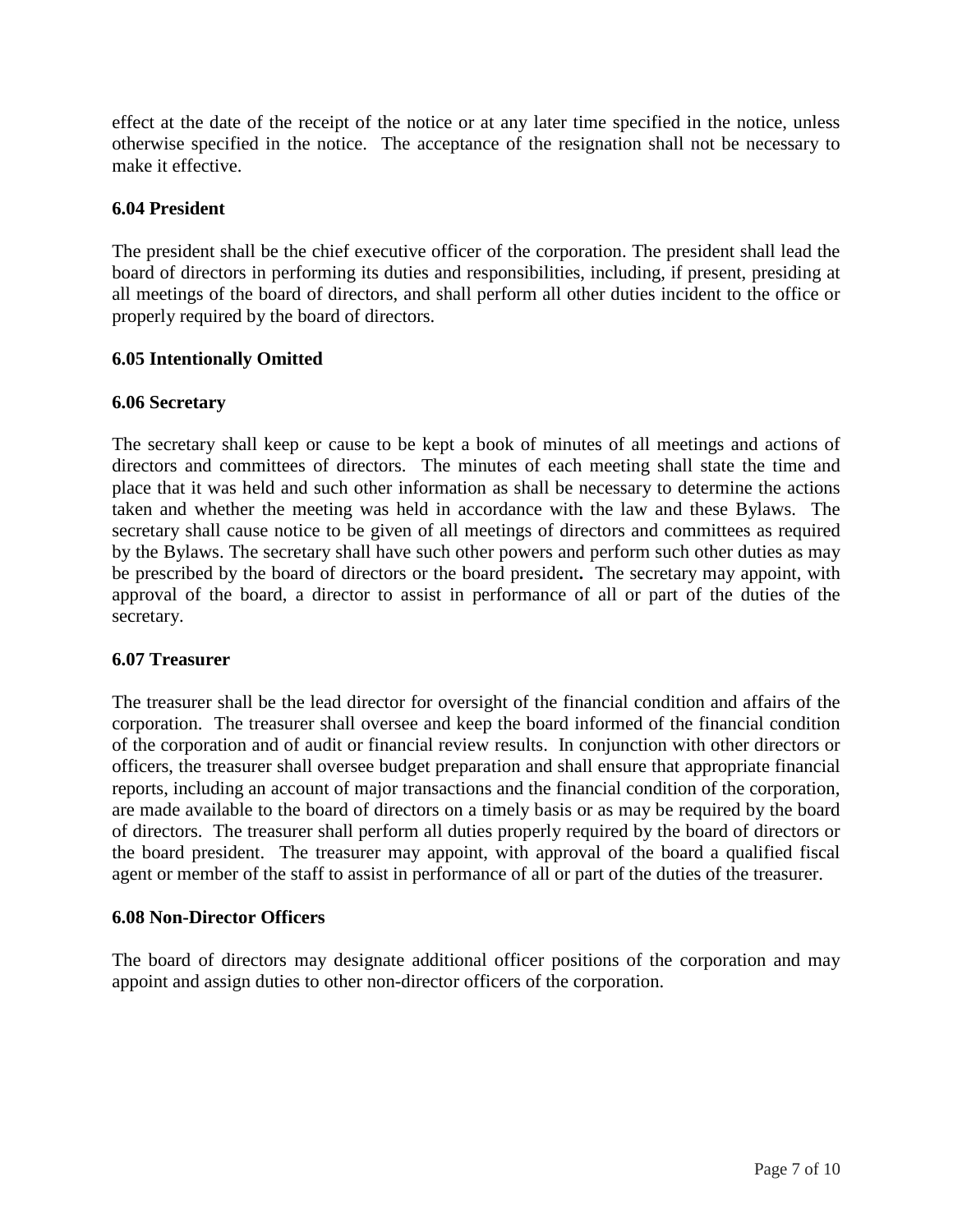effect at the date of the receipt of the notice or at any later time specified in the notice, unless otherwise specified in the notice. The acceptance of the resignation shall not be necessary to make it effective.

**6.04 President**

The president shall be the chief executive officer of the corporation. The president shall lead the board of directors in performing its duties and responsibilities, including, if present, presiding at all meetings of the board of directors, and shall perform all other duties incident to the office or properly required by the board of directors.

**6.05 Intentionally Omitted**

**6.06 Secretary**

The secretary shall keep or cause to be kept a book of minutes of all meetings and actions of directors and committees of directors. The minutes of each meeting shall state the time and place that it was held and such other information as shall be necessary to determine the actions taken and whether the meeting was held in accordance with the law and these Bylaws. The secretary shall cause notice to be given of all meetings of directors and committees as required by the Bylaws. The secretary shall have such other powers and perform such other duties as may be prescribed by the board of directors or the board president. The secretary may appoint, with approval of the board, a director to assist in performance of all or part of the duties of the secretary.

**6.07 Treasurer**

The treasurer shall be the lead director for oversight of the financial condition and affairs of the corporation. The treasurer shall oversee and keep the board informed of the financial condition of the corporation and of audit or financial review results. In conjunction with other directors or officers, the treasurer shall oversee budget preparation and shall ensure that appropriate financial reports, including an account of major transactions and the financial condition of the corporation, are made available to the board of directors on a timely basis or as may be required by the board of directors. The treasurer shall perform all duties properly required by the board of directors or the board president. The treasurer may appoint, with approval of the board a qualified fiscal agent or member of the staff to assist in performance of all or part of the duties of the treasurer.

**6.08 Non-Director Officers**

The board of directors may designate additional officer positions of the corporation and may appoint and assign duties to other non-director officers of the corporation.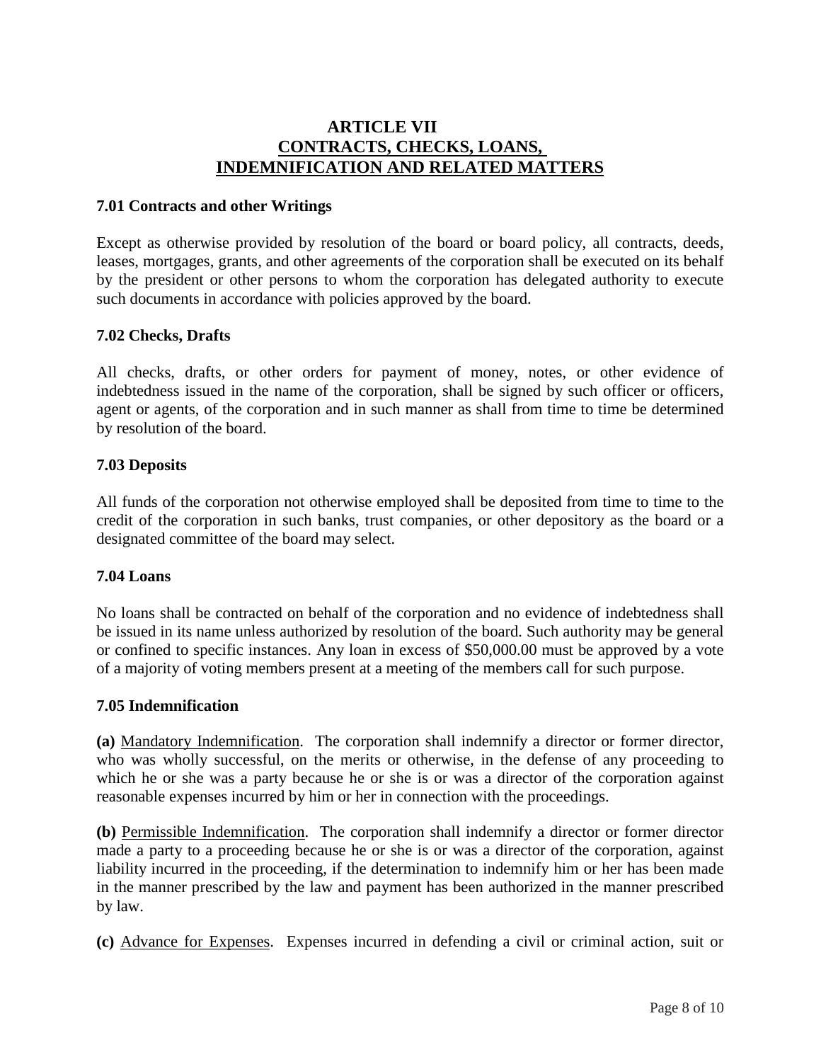## ARTICLE VII
## CONTRACTS, CHECKS, LOANS, INDEMNIFICATION AND RELATED MATTERS

**7.01 Contracts and other Writings**

Except as otherwise provided by resolution of the board or board policy, all contracts, deeds, leases, mortgages, grants, and other agreements of the corporation shall be executed on its behalf by the president or other persons to whom the corporation has delegated authority to execute such documents in accordance with policies approved by the board.

**7.02 Checks, Drafts**

All checks, drafts, or other orders for payment of money, notes, or other evidence of indebtedness issued in the name of the corporation, shall be signed by such officer or officers, agent or agents, of the corporation and in such manner as shall from time to time be determined by resolution of the board.

**7.03 Deposits**

All funds of the corporation not otherwise employed shall be deposited from time to time to the credit of the corporation in such banks, trust companies, or other depository as the board or a designated committee of the board may select.

**7.04 Loans**

No loans shall be contracted on behalf of the corporation and no evidence of indebtedness shall be issued in its name unless authorized by resolution of the board. Such authority may be general or confined to specific instances. Any loan in excess of $50,000.00 must be approved by a vote of a majority of voting members present at a meeting of the members call for such purpose.

**7.05 Indemnification**

**(a)** Mandatory Indemnification. The corporation shall indemnify a director or former director, who was wholly successful, on the merits or otherwise, in the defense of any proceeding to which he or she was a party because he or she is or was a director of the corporation against reasonable expenses incurred by him or her in connection with the proceedings.

**(b)** Permissible Indemnification. The corporation shall indemnify a director or former director made a party to a proceeding because he or she is or was a director of the corporation, against liability incurred in the proceeding, if the determination to indemnify him or her has been made in the manner prescribed by the law and payment has been authorized in the manner prescribed by law.

**(c)** Advance for Expenses. Expenses incurred in defending a civil or criminal action, suit or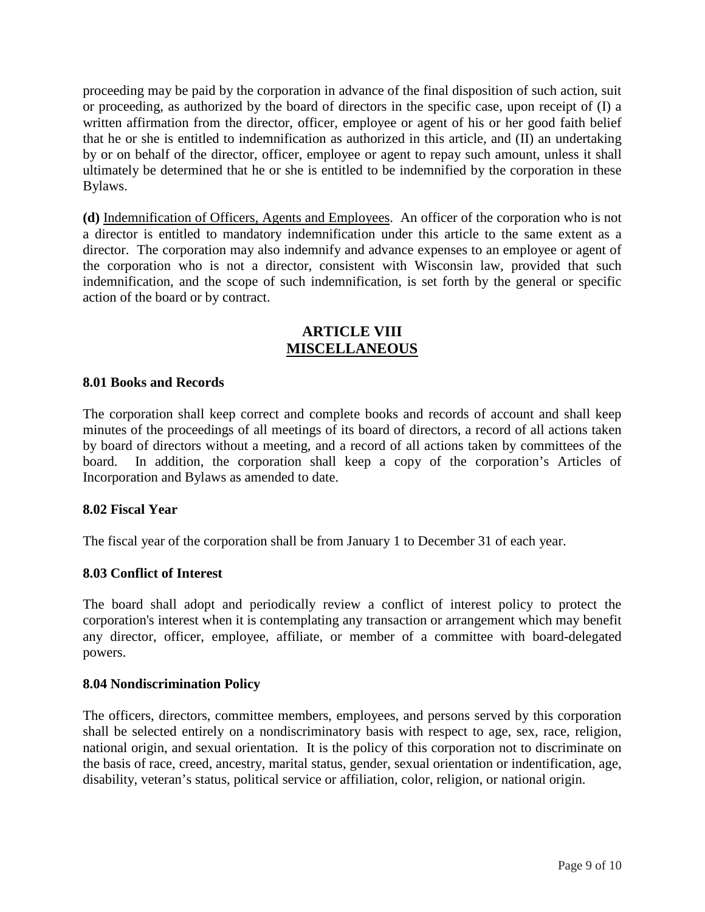proceeding may be paid by the corporation in advance of the final disposition of such action, suit or proceeding, as authorized by the board of directors in the specific case, upon receipt of (I) a written affirmation from the director, officer, employee or agent of his or her good faith belief that he or she is entitled to indemnification as authorized in this article, and (II) an undertaking by or on behalf of the director, officer, employee or agent to repay such amount, unless it shall ultimately be determined that he or she is entitled to be indemnified by the corporation in these Bylaws.

**(d)** Indemnification of Officers, Agents and Employees. An officer of the corporation who is not a director is entitled to mandatory indemnification under this article to the same extent as a director. The corporation may also indemnify and advance expenses to an employee or agent of the corporation who is not a director, consistent with Wisconsin law, provided that such indemnification, and the scope of such indemnification, is set forth by the general or specific action of the board or by contract.

## ARTICLE VIII
## MISCELLANEOUS

### 8.01 Books and Records

The corporation shall keep correct and complete books and records of account and shall keep minutes of the proceedings of all meetings of its board of directors, a record of all actions taken by board of directors without a meeting, and a record of all actions taken by committees of the board. In addition, the corporation shall keep a copy of the corporation's Articles of Incorporation and Bylaws as amended to date.

### 8.02 Fiscal Year

The fiscal year of the corporation shall be from January 1 to December 31 of each year.

### 8.03 Conflict of Interest

The board shall adopt and periodically review a conflict of interest policy to protect the corporation's interest when it is contemplating any transaction or arrangement which may benefit any director, officer, employee, affiliate, or member of a committee with board-delegated powers.

### 8.04 Nondiscrimination Policy

The officers, directors, committee members, employees, and persons served by this corporation shall be selected entirely on a nondiscriminatory basis with respect to age, sex, race, religion, national origin, and sexual orientation. It is the policy of this corporation not to discriminate on the basis of race, creed, ancestry, marital status, gender, sexual orientation or indentification, age, disability, veteran's status, political service or affiliation, color, religion, or national origin.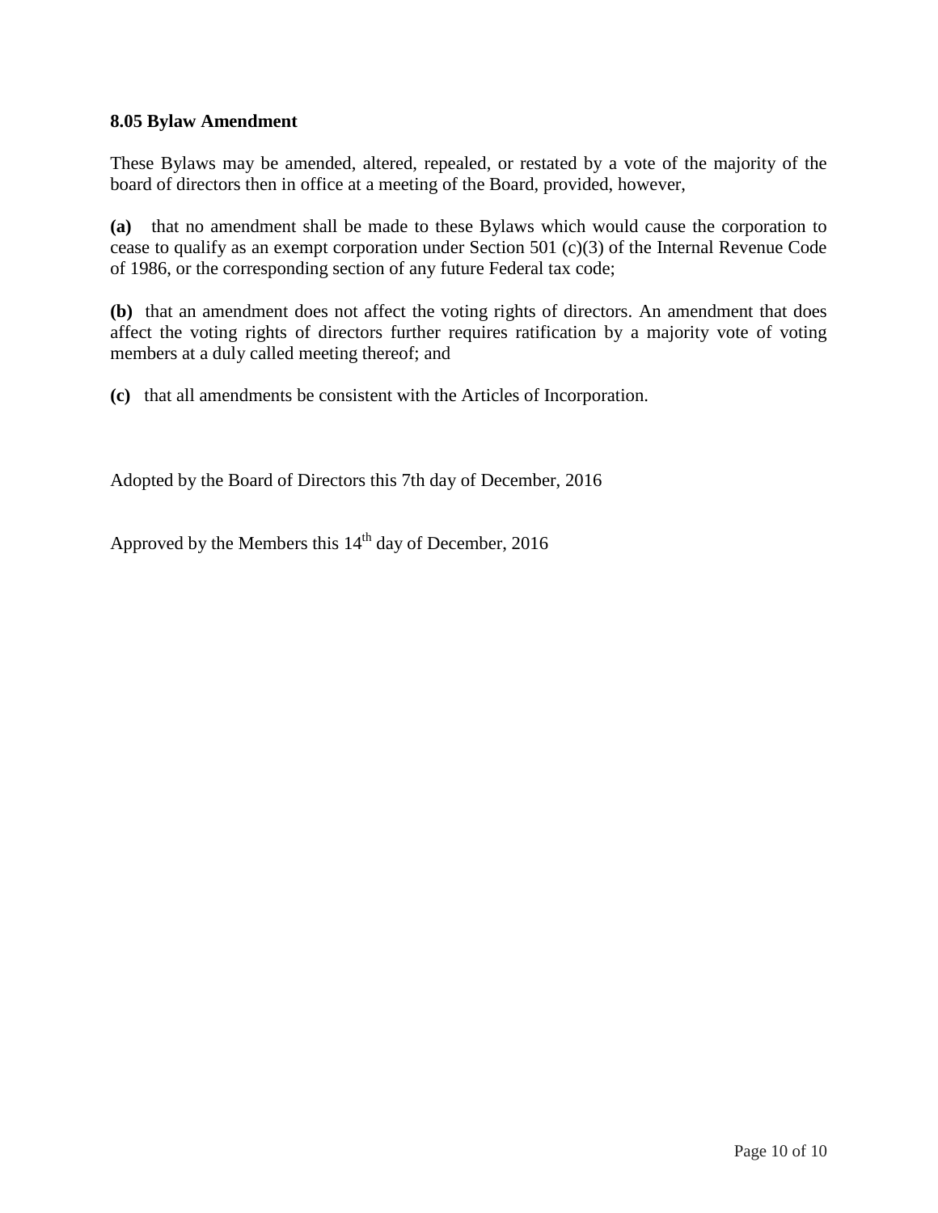### 8.05 Bylaw Amendment

These Bylaws may be amended, altered, repealed, or restated by a vote of the majority of the board of directors then in office at a meeting of the Board, provided, however,

**(a)** that no amendment shall be made to these Bylaws which would cause the corporation to cease to qualify as an exempt corporation under Section 501 (c)(3) of the Internal Revenue Code of 1986, or the corresponding section of any future Federal tax code;

**(b)** that an amendment does not affect the voting rights of directors. An amendment that does affect the voting rights of directors further requires ratification by a majority vote of voting members at a duly called meeting thereof; and

**(c)** that all amendments be consistent with the Articles of Incorporation.

Adopted by the Board of Directors this 7th day of December, 2016

Approved by the Members this 14th day of December, 2016